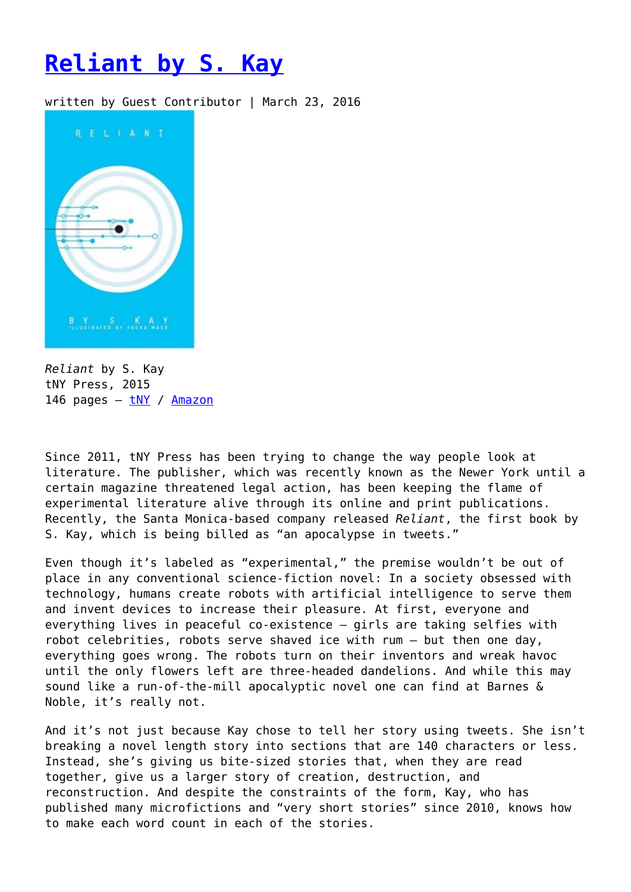# [Reliant by S. Kay]()

written by Guest Contributor | March 23, 2016

*Reliant* by S. Kay
tNY Press, 2015
146 pages – [tNY]() / [Amazon]()

Since 2011, tNY Press has been trying to change the way people look at literature. The publisher, which was recently known as the Newer York until a certain magazine threatened legal action, has been keeping the flame of experimental literature alive through its online and print publications. Recently, the Santa Monica-based company released *Reliant*, the first book by S. Kay, which is being billed as "an apocalypse in tweets."

Even though it's labeled as "experimental," the premise wouldn't be out of place in any conventional science-fiction novel: In a society obsessed with technology, humans create robots with artificial intelligence to serve them and invent devices to increase their pleasure. At first, everyone and everything lives in peaceful co-existence – girls are taking selfies with robot celebrities, robots serve shaved ice with rum – but then one day, everything goes wrong. The robots turn on their inventors and wreak havoc until the only flowers left are three-headed dandelions. And while this may sound like a run-of-the-mill apocalyptic novel one can find at Barnes & Noble, it's really not.

And it's not just because Kay chose to tell her story using tweets. She isn't breaking a novel length story into sections that are 140 characters or less. Instead, she's giving us bite-sized stories that, when they are read together, give us a larger story of creation, destruction, and reconstruction. And despite the constraints of the form, Kay, who has published many microfictions and "very short stories" since 2010, knows how to make each word count in each of the stories.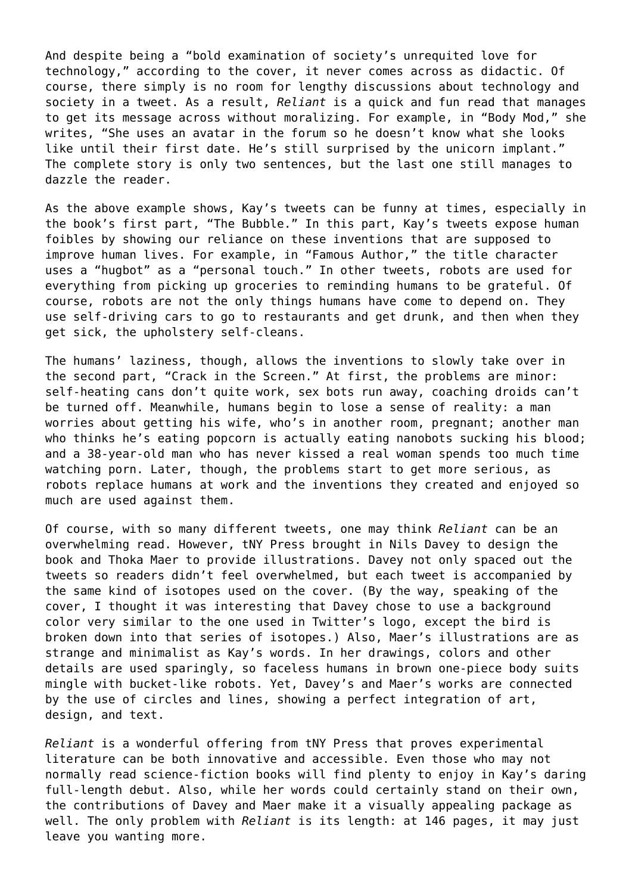And despite being a "bold examination of society's unrequited love for technology," according to the cover, it never comes across as didactic. Of course, there simply is no room for lengthy discussions about technology and society in a tweet. As a result, *Reliant* is a quick and fun read that manages to get its message across without moralizing. For example, in "Body Mod," she writes, "She uses an avatar in the forum so he doesn't know what she looks like until their first date. He's still surprised by the unicorn implant." The complete story is only two sentences, but the last one still manages to dazzle the reader.

As the above example shows, Kay's tweets can be funny at times, especially in the book's first part, "The Bubble." In this part, Kay's tweets expose human foibles by showing our reliance on these inventions that are supposed to improve human lives. For example, in "Famous Author," the title character uses a "hugbot" as a "personal touch." In other tweets, robots are used for everything from picking up groceries to reminding humans to be grateful. Of course, robots are not the only things humans have come to depend on. They use self-driving cars to go to restaurants and get drunk, and then when they get sick, the upholstery self-cleans.

The humans' laziness, though, allows the inventions to slowly take over in the second part, "Crack in the Screen." At first, the problems are minor: self-heating cans don't quite work, sex bots run away, coaching droids can't be turned off. Meanwhile, humans begin to lose a sense of reality: a man worries about getting his wife, who's in another room, pregnant; another man who thinks he's eating popcorn is actually eating nanobots sucking his blood; and a 38-year-old man who has never kissed a real woman spends too much time watching porn. Later, though, the problems start to get more serious, as robots replace humans at work and the inventions they created and enjoyed so much are used against them.

Of course, with so many different tweets, one may think *Reliant* can be an overwhelming read. However, tNY Press brought in Nils Davey to design the book and Thoka Maer to provide illustrations. Davey not only spaced out the tweets so readers didn't feel overwhelmed, but each tweet is accompanied by the same kind of isotopes used on the cover. (By the way, speaking of the cover, I thought it was interesting that Davey chose to use a background color very similar to the one used in Twitter's logo, except the bird is broken down into that series of isotopes.) Also, Maer's illustrations are as strange and minimalist as Kay's words. In her drawings, colors and other details are used sparingly, so faceless humans in brown one-piece body suits mingle with bucket-like robots. Yet, Davey's and Maer's works are connected by the use of circles and lines, showing a perfect integration of art, design, and text.

*Reliant* is a wonderful offering from tNY Press that proves experimental literature can be both innovative and accessible. Even those who may not normally read science-fiction books will find plenty to enjoy in Kay's daring full-length debut. Also, while her words could certainly stand on their own, the contributions of Davey and Maer make it a visually appealing package as well. The only problem with *Reliant* is its length: at 146 pages, it may just leave you wanting more.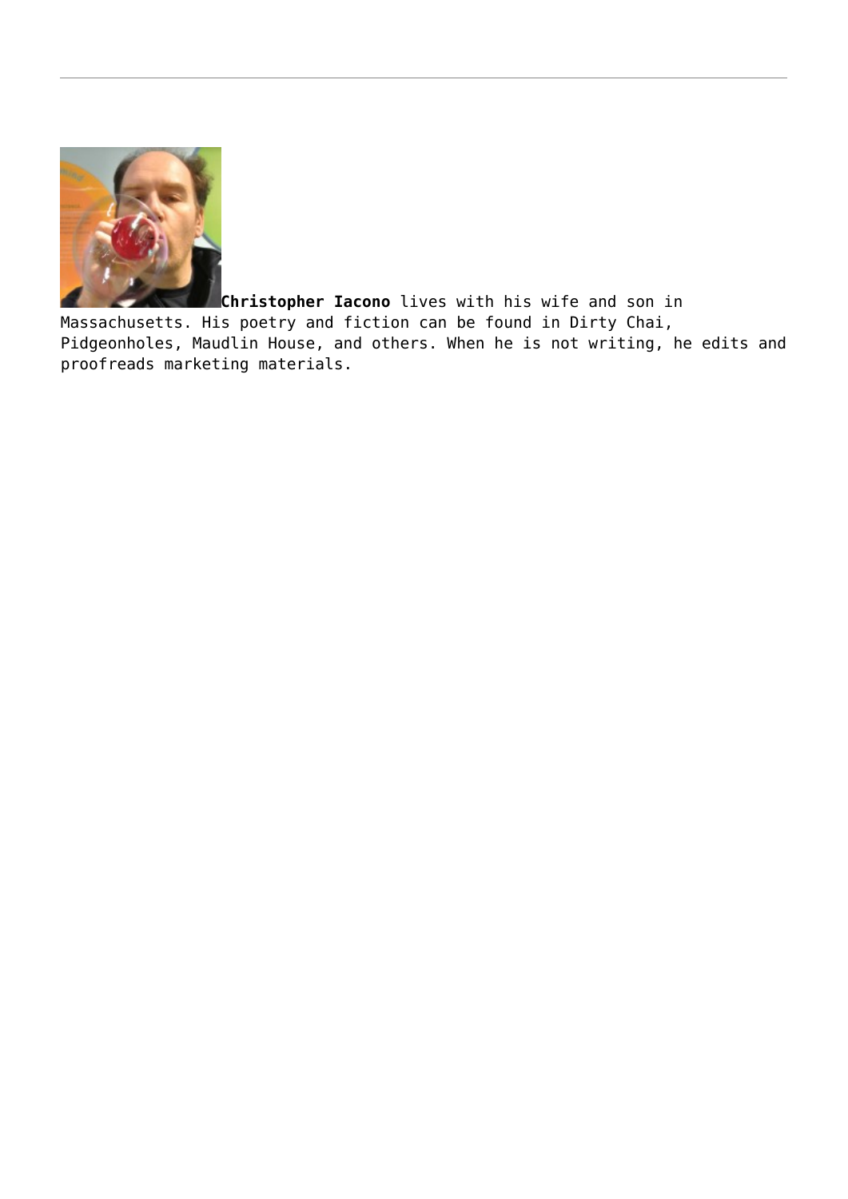**Christopher Iacono** lives with his wife and son in Massachusetts. His poetry and fiction can be found in Dirty Chai, Pidgeonholes, Maudlin House, and others. When he is not writing, he edits and proofreads marketing materials.